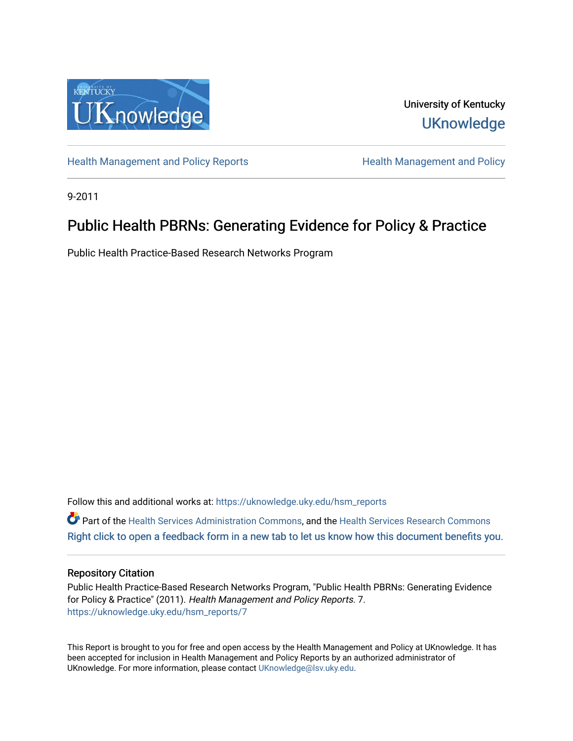University of Kentucky
UKnowledge

Health Management and Policy Reports | Health Management and Policy

9-2011

# Public Health PBRNs: Generating Evidence for Policy & Practice

Public Health Practice-Based Research Networks Program

Follow this and additional works at: https://uknowledge.uky.edu/hsm_reports

Part of the Health Services Administration Commons, and the Health Services Research Commons

Right click to open a feedback form in a new tab to let us know how this document benefits you.

## Repository Citation

Public Health Practice-Based Research Networks Program, "Public Health PBRNs: Generating Evidence for Policy & Practice" (2011). *Health Management and Policy Reports*. 7.
https://uknowledge.uky.edu/hsm_reports/7

This Report is brought to you for free and open access by the Health Management and Policy at UKnowledge. It has been accepted for inclusion in Health Management and Policy Reports by an authorized administrator of UKnowledge. For more information, please contact UKnowledge@lsv.uky.edu.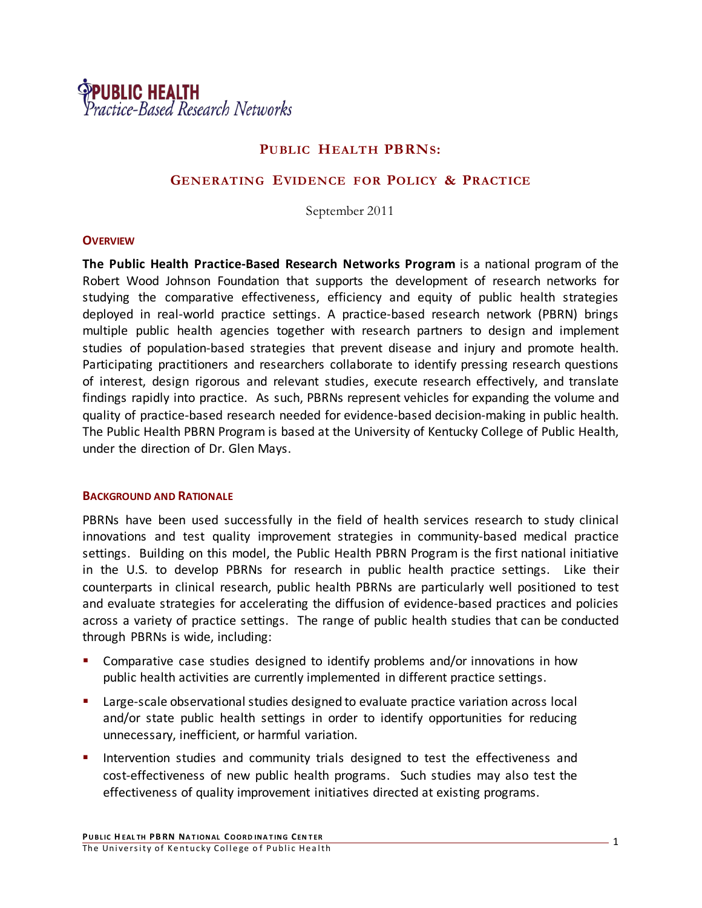# Public Health PBRNs:

## Generating Evidence for Policy & Practice

September 2011

### Overview

**The Public Health Practice-Based Research Networks Program** is a national program of the Robert Wood Johnson Foundation that supports the development of research networks for studying the comparative effectiveness, efficiency and equity of public health strategies deployed in real-world practice settings. A practice-based research network (PBRN) brings multiple public health agencies together with research partners to design and implement studies of population-based strategies that prevent disease and injury and promote health. Participating practitioners and researchers collaborate to identify pressing research questions of interest, design rigorous and relevant studies, execute research effectively, and translate findings rapidly into practice. As such, PBRNs represent vehicles for expanding the volume and quality of practice-based research needed for evidence-based decision-making in public health. The Public Health PBRN Program is based at the University of Kentucky College of Public Health, under the direction of Dr. Glen Mays.

### Background and Rationale

PBRNs have been used successfully in the field of health services research to study clinical innovations and test quality improvement strategies in community-based medical practice settings. Building on this model, the Public Health PBRN Program is the first national initiative in the U.S. to develop PBRNs for research in public health practice settings. Like their counterparts in clinical research, public health PBRNs are particularly well positioned to test and evaluate strategies for accelerating the diffusion of evidence-based practices and policies across a variety of practice settings. The range of public health studies that can be conducted through PBRNs is wide, including:

- Comparative case studies designed to identify problems and/or innovations in how public health activities are currently implemented in different practice settings.
- Large-scale observational studies designed to evaluate practice variation across local and/or state public health settings in order to identify opportunities for reducing unnecessary, inefficient, or harmful variation.
- Intervention studies and community trials designed to test the effectiveness and cost-effectiveness of new public health programs. Such studies may also test the effectiveness of quality improvement initiatives directed at existing programs.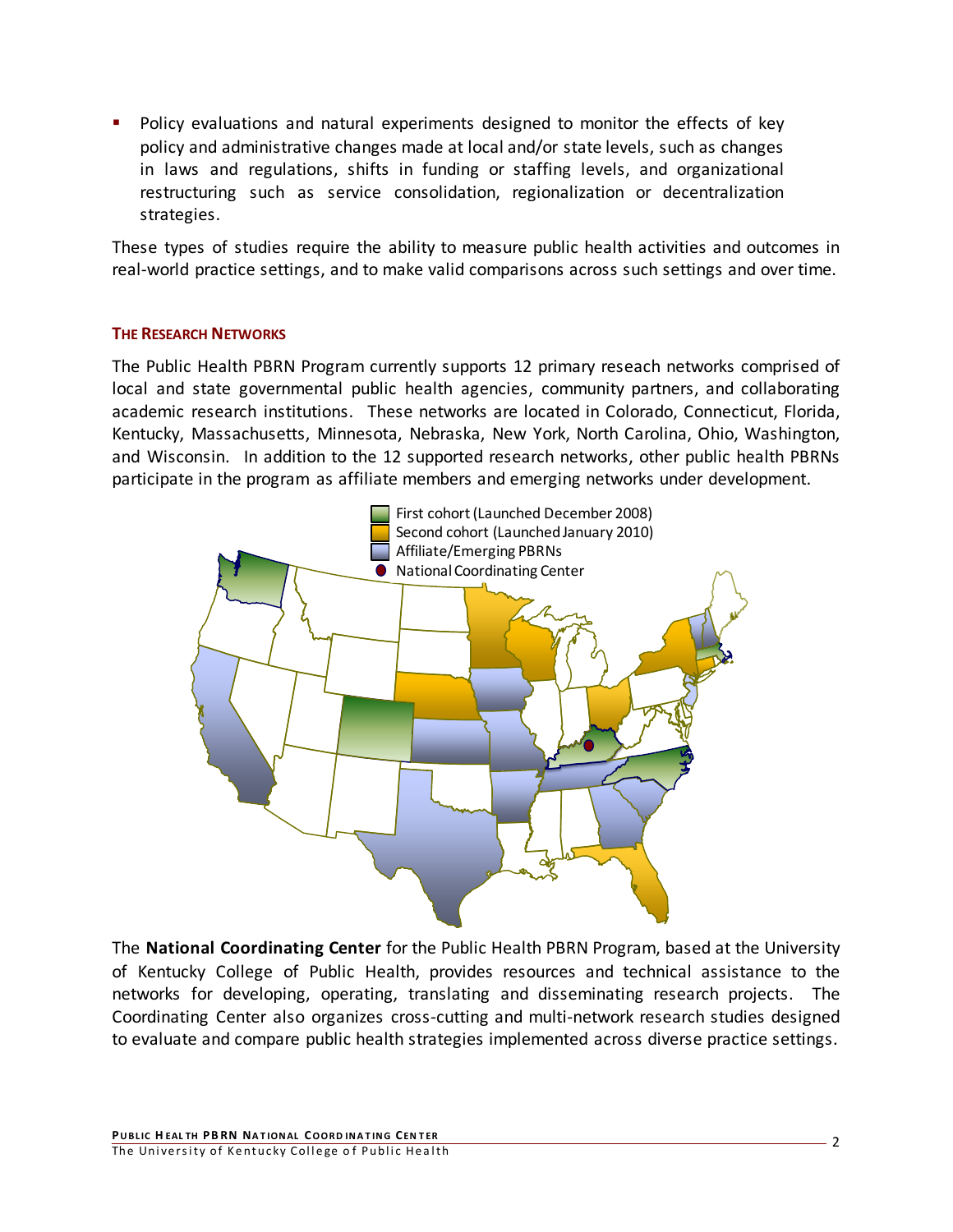- Policy evaluations and natural experiments designed to monitor the effects of key policy and administrative changes made at local and/or state levels, such as changes in laws and regulations, shifts in funding or staffing levels, and organizational restructuring such as service consolidation, regionalization or decentralization strategies.

These types of studies require the ability to measure public health activities and outcomes in real-world practice settings, and to make valid comparisons across such settings and over time.

## THE RESEARCH NETWORKS

The Public Health PBRN Program currently supports 12 primary reseach networks comprised of local and state governmental public health agencies, community partners, and collaborating academic research institutions. These networks are located in Colorado, Connecticut, Florida, Kentucky, Massachusetts, Minnesota, Nebraska, New York, North Carolina, Ohio, Washington, and Wisconsin. In addition to the 12 supported research networks, other public health PBRNs participate in the program as affiliate members and emerging networks under development.

First cohort (Launched December 2008)
Second cohort (Launched January 2010)
Affiliate/Emerging PBRNs
National Coordinating Center

The **National Coordinating Center** for the Public Health PBRN Program, based at the University of Kentucky College of Public Health, provides resources and technical assistance to the networks for developing, operating, translating and disseminating research projects. The Coordinating Center also organizes cross-cutting and multi-network research studies designed to evaluate and compare public health strategies implemented across diverse practice settings.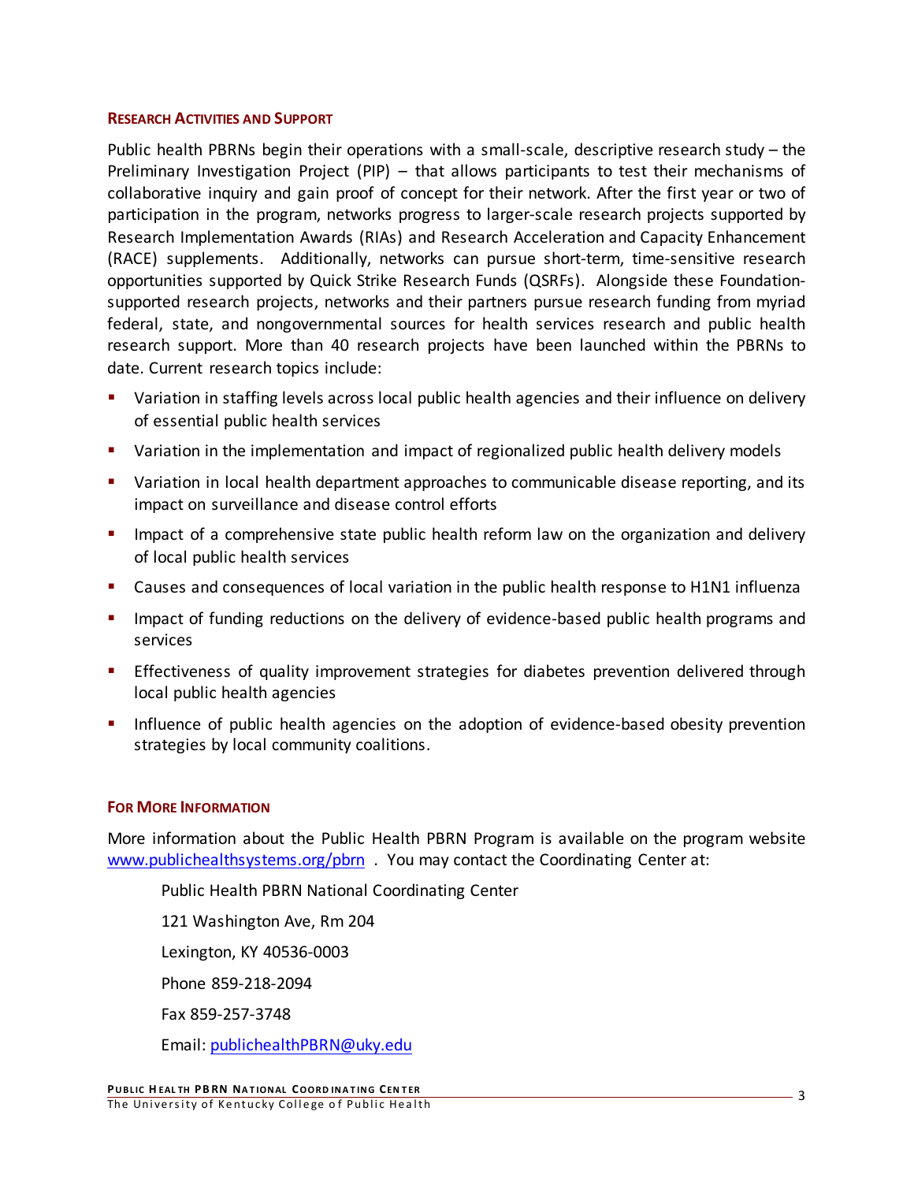## Research Activities and Support

Public health PBRNs begin their operations with a small-scale, descriptive research study – the Preliminary Investigation Project (PIP) – that allows participants to test their mechanisms of collaborative inquiry and gain proof of concept for their network. After the first year or two of participation in the program, networks progress to larger-scale research projects supported by Research Implementation Awards (RIAs) and Research Acceleration and Capacity Enhancement (RACE) supplements. Additionally, networks can pursue short-term, time-sensitive research opportunities supported by Quick Strike Research Funds (QSRFs). Alongside these Foundation-supported research projects, networks and their partners pursue research funding from myriad federal, state, and nongovernmental sources for health services research and public health research support. More than 40 research projects have been launched within the PBRNs to date. Current research topics include:

- Variation in staffing levels across local public health agencies and their influence on delivery of essential public health services
- Variation in the implementation and impact of regionalized public health delivery models
- Variation in local health department approaches to communicable disease reporting, and its impact on surveillance and disease control efforts
- Impact of a comprehensive state public health reform law on the organization and delivery of local public health services
- Causes and consequences of local variation in the public health response to H1N1 influenza
- Impact of funding reductions on the delivery of evidence-based public health programs and services
- Effectiveness of quality improvement strategies for diabetes prevention delivered through local public health agencies
- Influence of public health agencies on the adoption of evidence-based obesity prevention strategies by local community coalitions.

## For More Information

More information about the Public Health PBRN Program is available on the program website [www.publichealthsystems.org/pbrn](www.publichealthsystems.org/pbrn) . You may contact the Coordinating Center at:

Public Health PBRN National Coordinating Center

121 Washington Ave, Rm 204

Lexington, KY 40536-0003

Phone 859-218-2094

Fax 859-257-3748

Email: [publichealthPBRN@uky.edu](mailto:publichealthPBRN@uky.edu)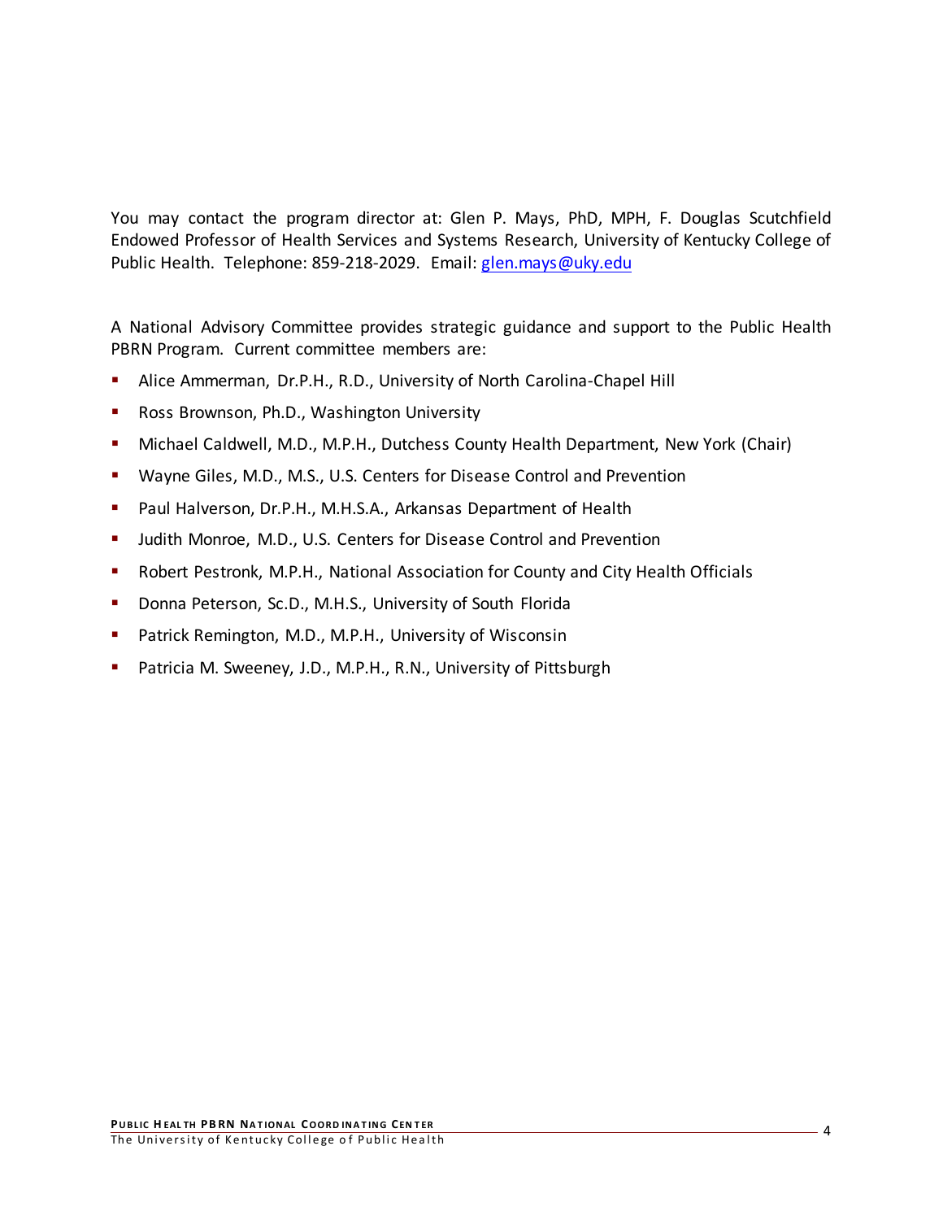You may contact the program director at: Glen P. Mays, PhD, MPH, F. Douglas Scutchfield Endowed Professor of Health Services and Systems Research, University of Kentucky College of Public Health. Telephone: 859-218-2029. Email: [glen.mays@uky.edu](mailto:glen.mays@uky.edu)

A National Advisory Committee provides strategic guidance and support to the Public Health PBRN Program. Current committee members are:

- Alice Ammerman, Dr.P.H., R.D., University of North Carolina-Chapel Hill
- Ross Brownson, Ph.D., Washington University
- Michael Caldwell, M.D., M.P.H., Dutchess County Health Department, New York (Chair)
- Wayne Giles, M.D., M.S., U.S. Centers for Disease Control and Prevention
- Paul Halverson, Dr.P.H., M.H.S.A., Arkansas Department of Health
- Judith Monroe, M.D., U.S. Centers for Disease Control and Prevention
- Robert Pestronk, M.P.H., National Association for County and City Health Officials
- Donna Peterson, Sc.D., M.H.S., University of South Florida
- Patrick Remington, M.D., M.P.H., University of Wisconsin
- Patricia M. Sweeney, J.D., M.P.H., R.N., University of Pittsburgh